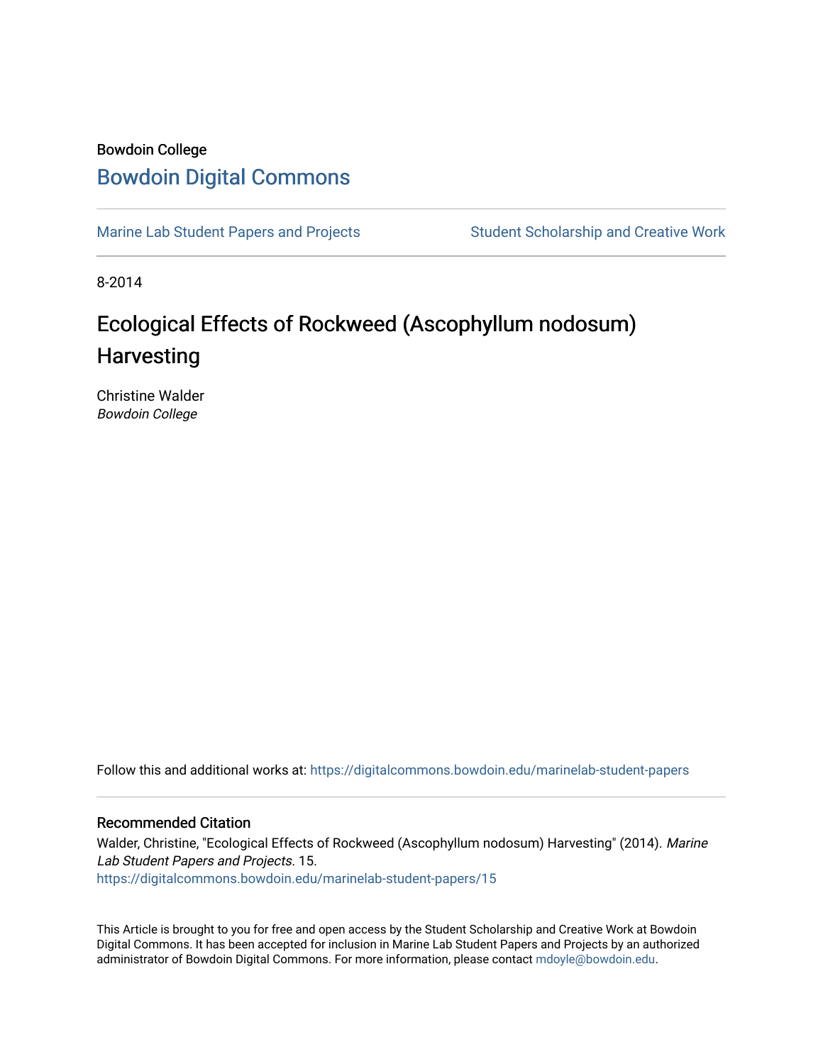Bowdoin College

# Bowdoin Digital Commons

Marine Lab Student Papers and Projects | Student Scholarship and Creative Work

8-2014

# Ecological Effects of Rockweed (Ascophyllum nodosum) Harvesting

Christine Walder
*Bowdoin College*

Follow this and additional works at: https://digitalcommons.bowdoin.edu/marinelab-student-papers

## Recommended Citation

Walder, Christine, "Ecological Effects of Rockweed (Ascophyllum nodosum) Harvesting" (2014). *Marine Lab Student Papers and Projects*. 15.
https://digitalcommons.bowdoin.edu/marinelab-student-papers/15

This Article is brought to you for free and open access by the Student Scholarship and Creative Work at Bowdoin Digital Commons. It has been accepted for inclusion in Marine Lab Student Papers and Projects by an authorized administrator of Bowdoin Digital Commons. For more information, please contact mdoyle@bowdoin.edu.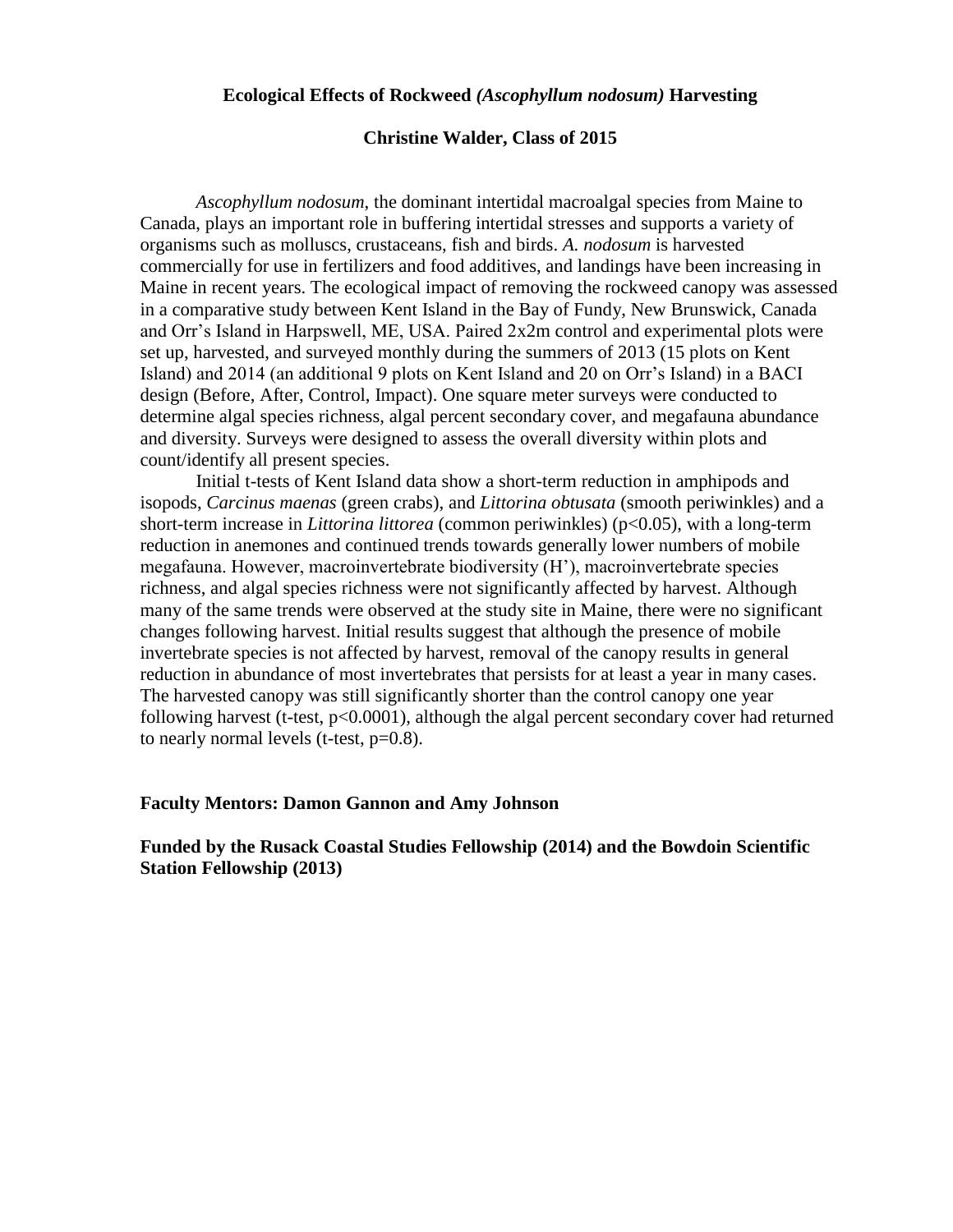**Ecological Effects of Rockweed *(Ascophyllum nodosum)* Harvesting**

**Christine Walder, Class of 2015**

*Ascophyllum nodosum*, the dominant intertidal macroalgal species from Maine to Canada, plays an important role in buffering intertidal stresses and supports a variety of organisms such as molluscs, crustaceans, fish and birds. *A. nodosum* is harvested commercially for use in fertilizers and food additives, and landings have been increasing in Maine in recent years. The ecological impact of removing the rockweed canopy was assessed in a comparative study between Kent Island in the Bay of Fundy, New Brunswick, Canada and Orr's Island in Harpswell, ME, USA. Paired 2x2m control and experimental plots were set up, harvested, and surveyed monthly during the summers of 2013 (15 plots on Kent Island) and 2014 (an additional 9 plots on Kent Island and 20 on Orr's Island) in a BACI design (Before, After, Control, Impact). One square meter surveys were conducted to determine algal species richness, algal percent secondary cover, and megafauna abundance and diversity. Surveys were designed to assess the overall diversity within plots and count/identify all present species.

Initial t-tests of Kent Island data show a short-term reduction in amphipods and isopods, *Carcinus maenas* (green crabs), and *Littorina obtusata* (smooth periwinkles) and a short-term increase in *Littorina littorea* (common periwinkles) ($p<0.05$), with a long-term reduction in anemones and continued trends towards generally lower numbers of mobile megafauna. However, macroinvertebrate biodiversity (H'), macroinvertebrate species richness, and algal species richness were not significantly affected by harvest. Although many of the same trends were observed at the study site in Maine, there were no significant changes following harvest. Initial results suggest that although the presence of mobile invertebrate species is not affected by harvest, removal of the canopy results in general reduction in abundance of most invertebrates that persists for at least a year in many cases. The harvested canopy was still significantly shorter than the control canopy one year following harvest (t-test, $p<0.0001$), although the algal percent secondary cover had returned to nearly normal levels (t-test, $p=0.8$).

**Faculty Mentors: Damon Gannon and Amy Johnson**

**Funded by the Rusack Coastal Studies Fellowship (2014) and the Bowdoin Scientific Station Fellowship (2013)**